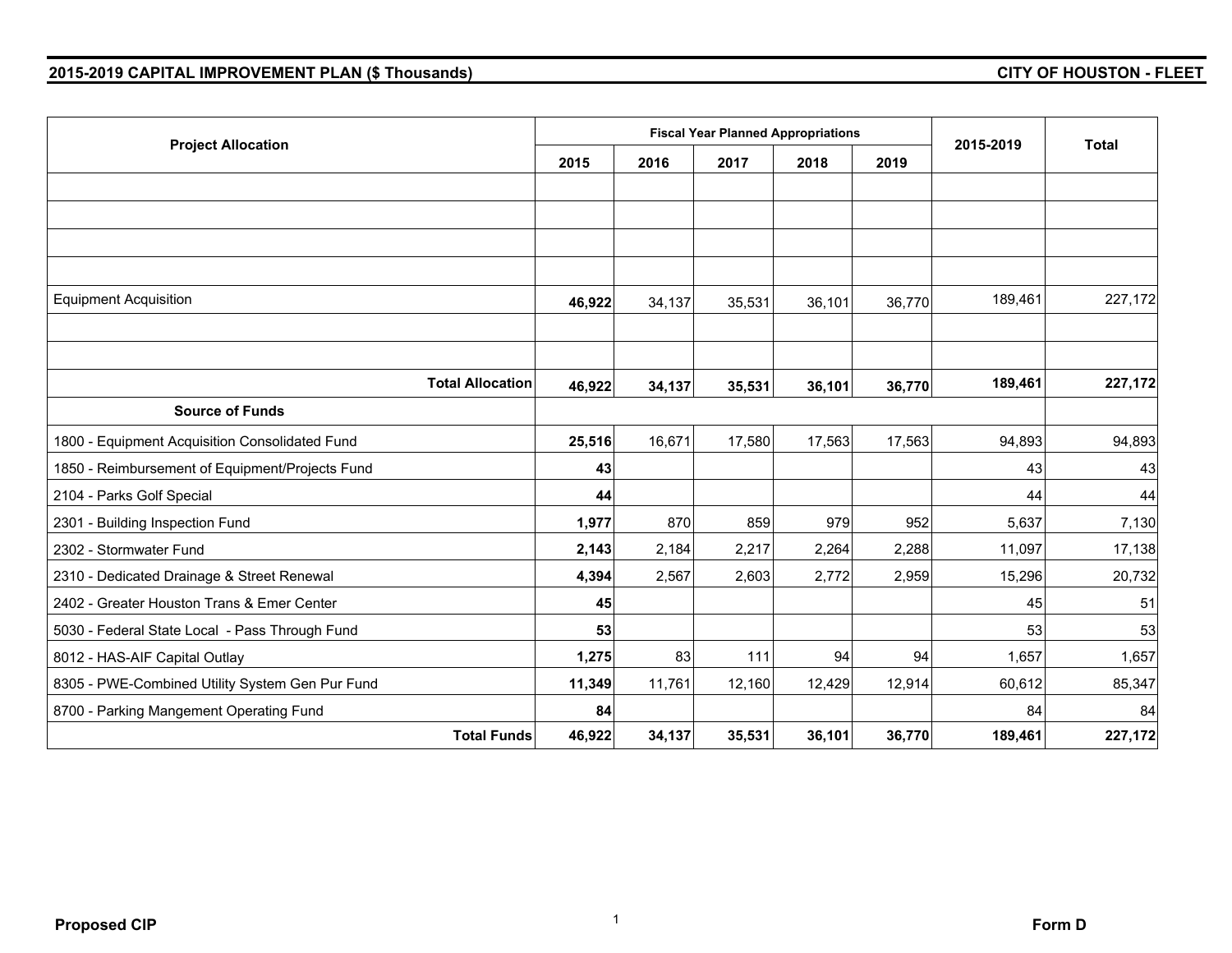## 2015-2019 CAPITAL IMPROVEMENT PLAN ($ Thousands)

## CITY OF HOUSTON - FLEET

| Project Allocation | Fiscal Year Planned Appropriations | | | | | 2015-2019 | Total |
|---|---|---|---|---|---|---|---|
| | 2015 | 2016 | 2017 | 2018 | 2019 | | |
| Equipment Acquisition | **46,922** | 34,137 | 35,531 | 36,101 | 36,770 | 189,461 | 227,172 |
| **Total Allocation** | **46,922** | **34,137** | **35,531** | **36,101** | **36,770** | **189,461** | **227,172** |
| **Source of Funds** | | | | | | | |
| 1800 - Equipment Acquisition Consolidated Fund | **25,516** | 16,671 | 17,580 | 17,563 | 17,563 | 94,893 | 94,893 |
| 1850 - Reimbursement of Equipment/Projects Fund | **43** | | | | | 43 | 43 |
| 2104 - Parks Golf Special | **44** | | | | | 44 | 44 |
| 2301 - Building Inspection Fund | **1,977** | 870 | 859 | 979 | 952 | 5,637 | 7,130 |
| 2302 - Stormwater Fund | **2,143** | 2,184 | 2,217 | 2,264 | 2,288 | 11,097 | 17,138 |
| 2310 - Dedicated Drainage & Street Renewal | **4,394** | 2,567 | 2,603 | 2,772 | 2,959 | 15,296 | 20,732 |
| 2402 - Greater Houston Trans & Emer Center | **45** | | | | | 45 | 51 |
| 5030 - Federal State Local - Pass Through Fund | **53** | | | | | 53 | 53 |
| 8012 - HAS-AIF Capital Outlay | **1,275** | 83 | 111 | 94 | 94 | 1,657 | 1,657 |
| 8305 - PWE-Combined Utility System Gen Pur Fund | **11,349** | 11,761 | 12,160 | 12,429 | 12,914 | 60,612 | 85,347 |
| 8700 - Parking Mangement Operating Fund | **84** | | | | | 84 | 84 |
| **Total Funds** | **46,922** | **34,137** | **35,531** | **36,101** | **36,770** | **189,461** | **227,172** |

**Proposed CIP** **Form D**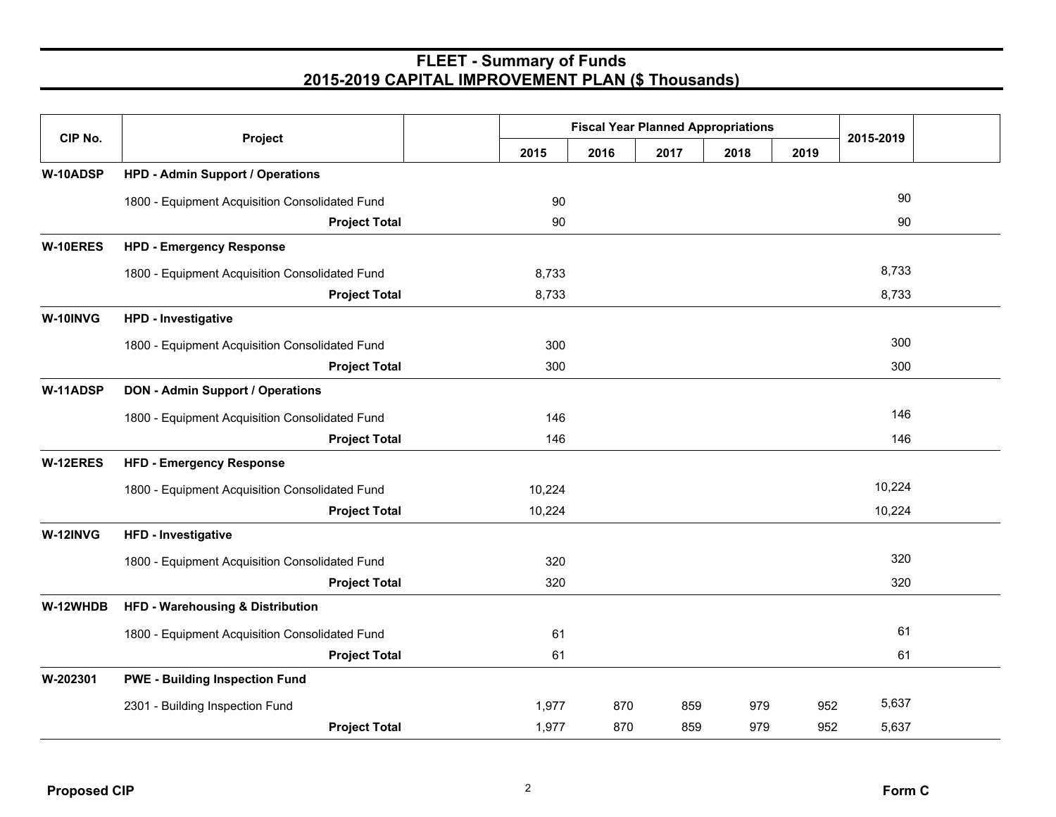# FLEET - Summary of Funds
## 2015-2019 CAPITAL IMPROVEMENT PLAN ($ Thousands)

| CIP No. | Project | | Fiscal Year Planned Appropriations | | | | | 2015-2019 | |
|---|---|---|---|---|---|---|---|---|---|
| | | | 2015 | 2016 | 2017 | 2018 | 2019 | | |
| **W-10ADSP** | **HPD - Admin Support / Operations** | | | | | | | | |
| | 1800 - Equipment Acquisition Consolidated Fund | | 90 | | | | | 90 | |
| | **Project Total** | | 90 | | | | | 90 | |
| **W-10ERES** | **HPD - Emergency Response** | | | | | | | | |
| | 1800 - Equipment Acquisition Consolidated Fund | | 8,733 | | | | | 8,733 | |
| | **Project Total** | | 8,733 | | | | | 8,733 | |
| **W-10INVG** | **HPD - Investigative** | | | | | | | | |
| | 1800 - Equipment Acquisition Consolidated Fund | | 300 | | | | | 300 | |
| | **Project Total** | | 300 | | | | | 300 | |
| **W-11ADSP** | **DON - Admin Support / Operations** | | | | | | | | |
| | 1800 - Equipment Acquisition Consolidated Fund | | 146 | | | | | 146 | |
| | **Project Total** | | 146 | | | | | 146 | |
| **W-12ERES** | **HFD - Emergency Response** | | | | | | | | |
| | 1800 - Equipment Acquisition Consolidated Fund | | 10,224 | | | | | 10,224 | |
| | **Project Total** | | 10,224 | | | | | 10,224 | |
| **W-12INVG** | **HFD - Investigative** | | | | | | | | |
| | 1800 - Equipment Acquisition Consolidated Fund | | 320 | | | | | 320 | |
| | **Project Total** | | 320 | | | | | 320 | |
| **W-12WHDB** | **HFD - Warehousing & Distribution** | | | | | | | | |
| | 1800 - Equipment Acquisition Consolidated Fund | | 61 | | | | | 61 | |
| | **Project Total** | | 61 | | | | | 61 | |
| **W-202301** | **PWE - Building Inspection Fund** | | | | | | | | |
| | 2301 - Building Inspection Fund | | 1,977 | 870 | 859 | 979 | 952 | 5,637 | |
| | **Project Total** | | 1,977 | 870 | 859 | 979 | 952 | 5,637 | |

**Proposed CIP** **Form C**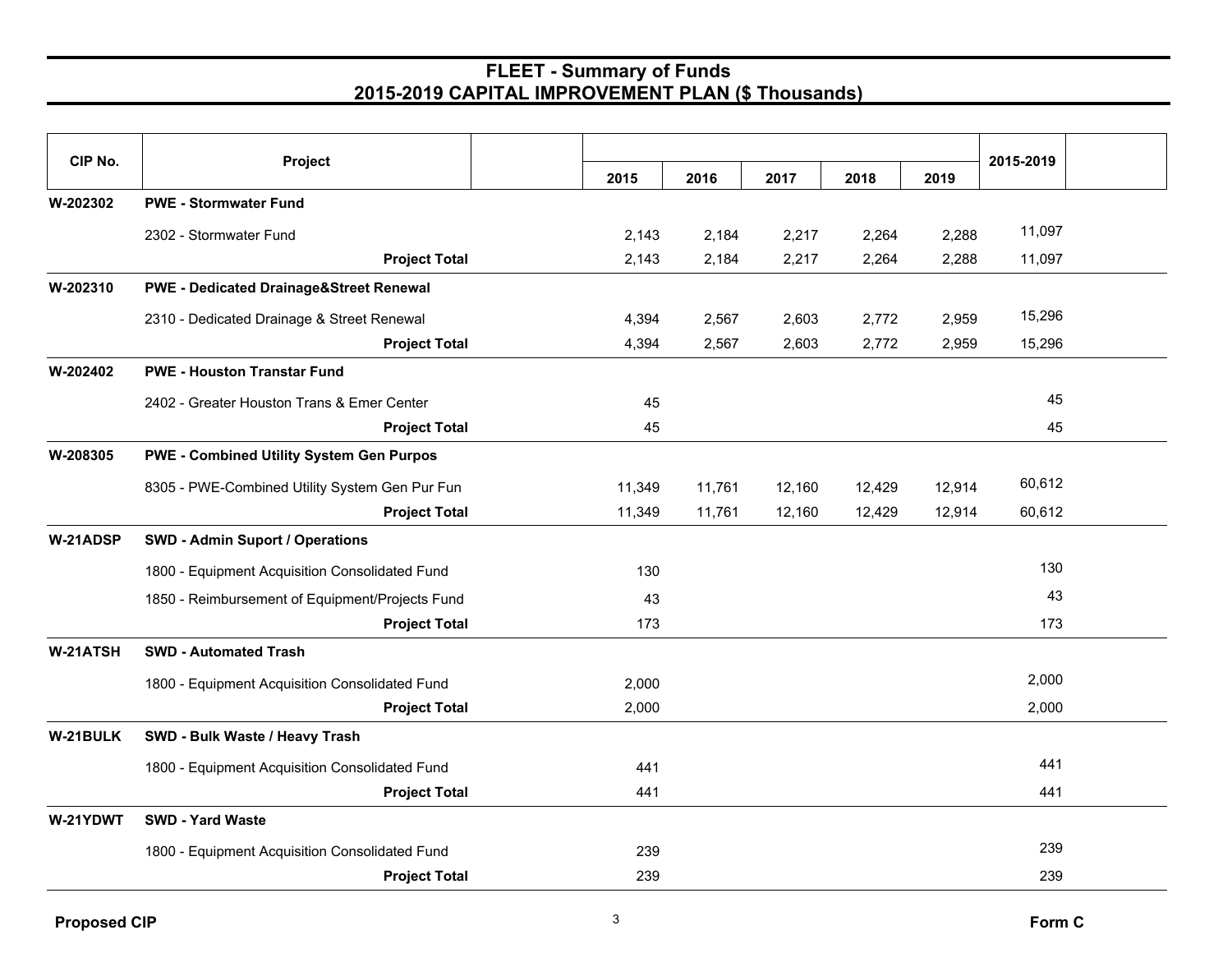# FLEET - Summary of Funds
## 2015-2019 CAPITAL IMPROVEMENT PLAN ($ Thousands)

| CIP No. | Project | | 2015 | 2016 | 2017 | 2018 | 2019 | 2015-2019 |
|---|---|---|---|---|---|---|---|---|
| W-202302 | **PWE - Stormwater Fund** | | | | | | | |
| | 2302 - Stormwater Fund | | 2,143 | 2,184 | 2,217 | 2,264 | 2,288 | 11,097 |
| | **Project Total** | | 2,143 | 2,184 | 2,217 | 2,264 | 2,288 | 11,097 |
| W-202310 | **PWE - Dedicated Drainage&Street Renewal** | | | | | | | |
| | 2310 - Dedicated Drainage & Street Renewal | | 4,394 | 2,567 | 2,603 | 2,772 | 2,959 | 15,296 |
| | **Project Total** | | 4,394 | 2,567 | 2,603 | 2,772 | 2,959 | 15,296 |
| W-202402 | **PWE - Houston Transtar Fund** | | | | | | | |
| | 2402 - Greater Houston Trans & Emer Center | | 45 | | | | | 45 |
| | **Project Total** | | 45 | | | | | 45 |
| W-208305 | **PWE - Combined Utility System Gen Purpos** | | | | | | | |
| | 8305 - PWE-Combined Utility System Gen Pur Fun | | 11,349 | 11,761 | 12,160 | 12,429 | 12,914 | 60,612 |
| | **Project Total** | | 11,349 | 11,761 | 12,160 | 12,429 | 12,914 | 60,612 |
| W-21ADSP | **SWD - Admin Suport / Operations** | | | | | | | |
| | 1800 - Equipment Acquisition Consolidated Fund | | 130 | | | | | 130 |
| | 1850 - Reimbursement of Equipment/Projects Fund | | 43 | | | | | 43 |
| | **Project Total** | | 173 | | | | | 173 |
| W-21ATSH | **SWD - Automated Trash** | | | | | | | |
| | 1800 - Equipment Acquisition Consolidated Fund | | 2,000 | | | | | 2,000 |
| | **Project Total** | | 2,000 | | | | | 2,000 |
| W-21BULK | **SWD - Bulk Waste / Heavy Trash** | | | | | | | |
| | 1800 - Equipment Acquisition Consolidated Fund | | 441 | | | | | 441 |
| | **Project Total** | | 441 | | | | | 441 |
| W-21YDWT | **SWD - Yard Waste** | | | | | | | |
| | 1800 - Equipment Acquisition Consolidated Fund | | 239 | | | | | 239 |
| | **Project Total** | | 239 | | | | | 239 |

**Proposed CIP** **Form C**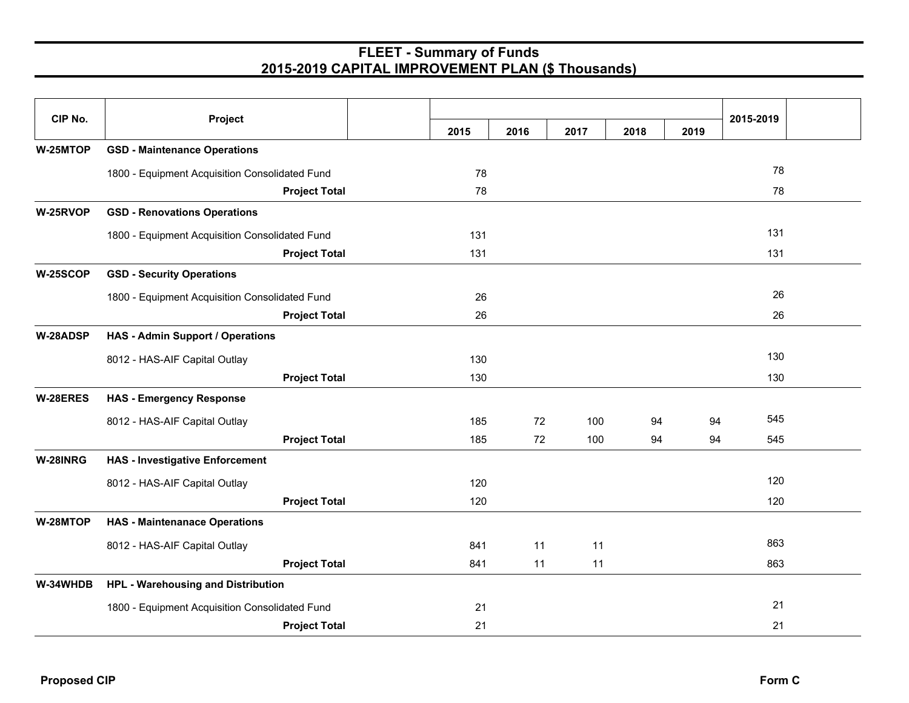# FLEET - Summary of Funds
## 2015-2019 CAPITAL IMPROVEMENT PLAN ($ Thousands)

| CIP No. | Project | | 2015 | 2016 | 2017 | 2018 | 2019 | 2015-2019 |
|---|---|---|---|---|---|---|---|---|
| **W-25MTOP** | **GSD - Maintenance Operations** | | | | | | | |
| | 1800 - Equipment Acquisition Consolidated Fund | | 78 | | | | | 78 |
| | **Project Total** | | 78 | | | | | 78 |
| **W-25RVOP** | **GSD - Renovations Operations** | | | | | | | |
| | 1800 - Equipment Acquisition Consolidated Fund | | 131 | | | | | 131 |
| | **Project Total** | | 131 | | | | | 131 |
| **W-25SCOP** | **GSD - Security Operations** | | | | | | | |
| | 1800 - Equipment Acquisition Consolidated Fund | | 26 | | | | | 26 |
| | **Project Total** | | 26 | | | | | 26 |
| **W-28ADSP** | **HAS - Admin Support / Operations** | | | | | | | |
| | 8012 - HAS-AIF Capital Outlay | | 130 | | | | | 130 |
| | **Project Total** | | 130 | | | | | 130 |
| **W-28ERES** | **HAS - Emergency Response** | | | | | | | |
| | 8012 - HAS-AIF Capital Outlay | | 185 | 72 | 100 | 94 | 94 | 545 |
| | **Project Total** | | 185 | 72 | 100 | 94 | 94 | 545 |
| **W-28INRG** | **HAS - Investigative Enforcement** | | | | | | | |
| | 8012 - HAS-AIF Capital Outlay | | 120 | | | | | 120 |
| | **Project Total** | | 120 | | | | | 120 |
| **W-28MTOP** | **HAS - Maintenanace Operations** | | | | | | | |
| | 8012 - HAS-AIF Capital Outlay | | 841 | 11 | 11 | | | 863 |
| | **Project Total** | | 841 | 11 | 11 | | | 863 |
| **W-34WHDB** | **HPL - Warehousing and Distribution** | | | | | | | |
| | 1800 - Equipment Acquisition Consolidated Fund | | 21 | | | | | 21 |
| | **Project Total** | | 21 | | | | | 21 |

**Proposed CIP** **Form C**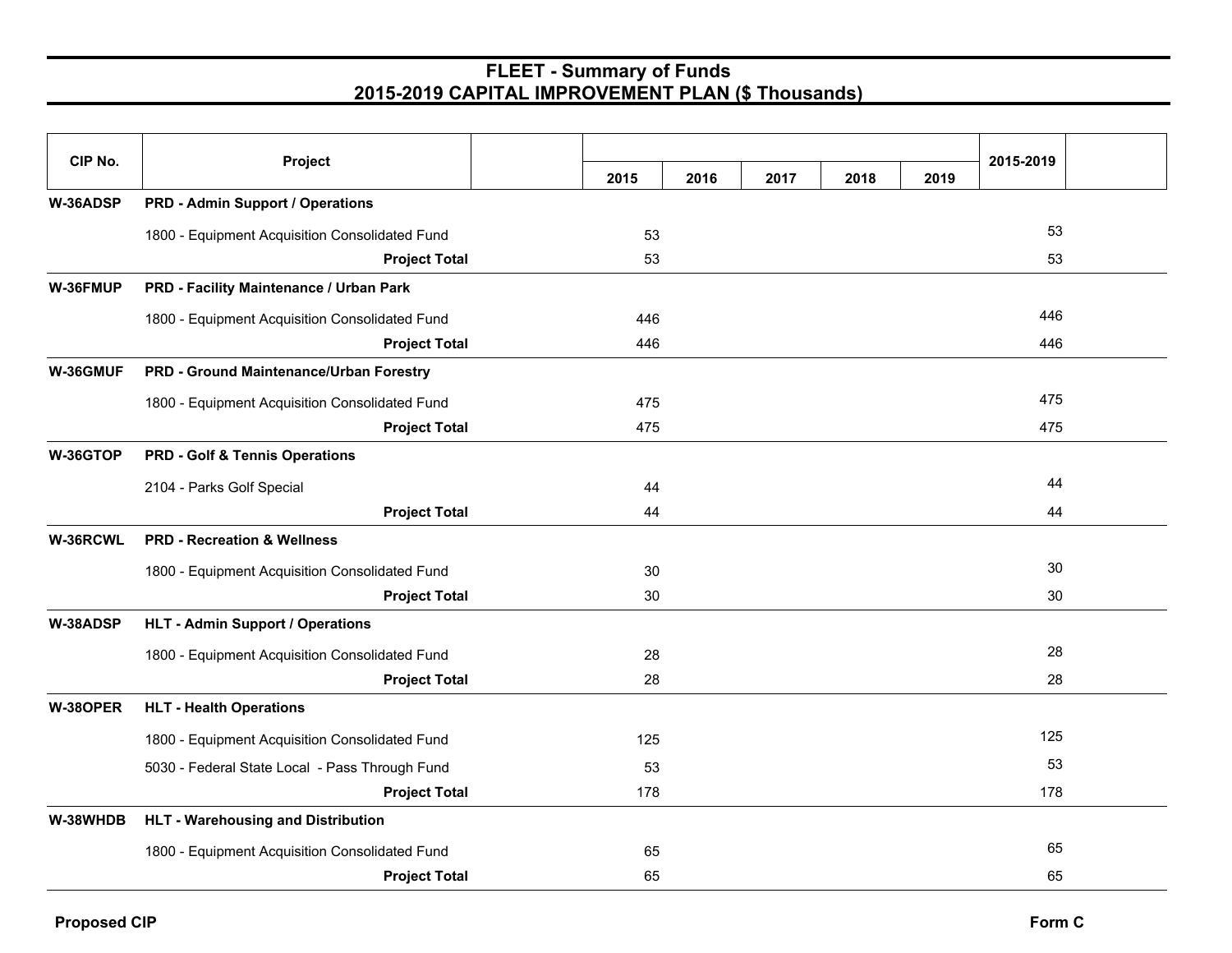# FLEET - Summary of Funds
## 2015-2019 CAPITAL IMPROVEMENT PLAN ($ Thousands)

| CIP No. | Project | | 2015 | 2016 | 2017 | 2018 | 2019 | 2015-2019 | |
|---|---|---|---|---|---|---|---|---|---|
| **W-36ADSP** | **PRD - Admin Support / Operations** | | | | | | | | |
| | 1800 - Equipment Acquisition Consolidated Fund | | 53 | | | | | 53 | |
| | **Project Total** | | 53 | | | | | 53 | |
| **W-36FMUP** | **PRD - Facility Maintenance / Urban Park** | | | | | | | | |
| | 1800 - Equipment Acquisition Consolidated Fund | | 446 | | | | | 446 | |
| | **Project Total** | | 446 | | | | | 446 | |
| **W-36GMUF** | **PRD - Ground Maintenance/Urban Forestry** | | | | | | | | |
| | 1800 - Equipment Acquisition Consolidated Fund | | 475 | | | | | 475 | |
| | **Project Total** | | 475 | | | | | 475 | |
| **W-36GTOP** | **PRD - Golf & Tennis Operations** | | | | | | | | |
| | 2104 - Parks Golf Special | | 44 | | | | | 44 | |
| | **Project Total** | | 44 | | | | | 44 | |
| **W-36RCWL** | **PRD - Recreation & Wellness** | | | | | | | | |
| | 1800 - Equipment Acquisition Consolidated Fund | | 30 | | | | | 30 | |
| | **Project Total** | | 30 | | | | | 30 | |
| **W-38ADSP** | **HLT - Admin Support / Operations** | | | | | | | | |
| | 1800 - Equipment Acquisition Consolidated Fund | | 28 | | | | | 28 | |
| | **Project Total** | | 28 | | | | | 28 | |
| **W-38OPER** | **HLT - Health Operations** | | | | | | | | |
| | 1800 - Equipment Acquisition Consolidated Fund | | 125 | | | | | 125 | |
| | 5030 - Federal State Local - Pass Through Fund | | 53 | | | | | 53 | |
| | **Project Total** | | 178 | | | | | 178 | |
| **W-38WHDB** | **HLT - Warehousing and Distribution** | | | | | | | | |
| | 1800 - Equipment Acquisition Consolidated Fund | | 65 | | | | | 65 | |
| | **Project Total** | | 65 | | | | | 65 | |

**Proposed CIP** **Form C**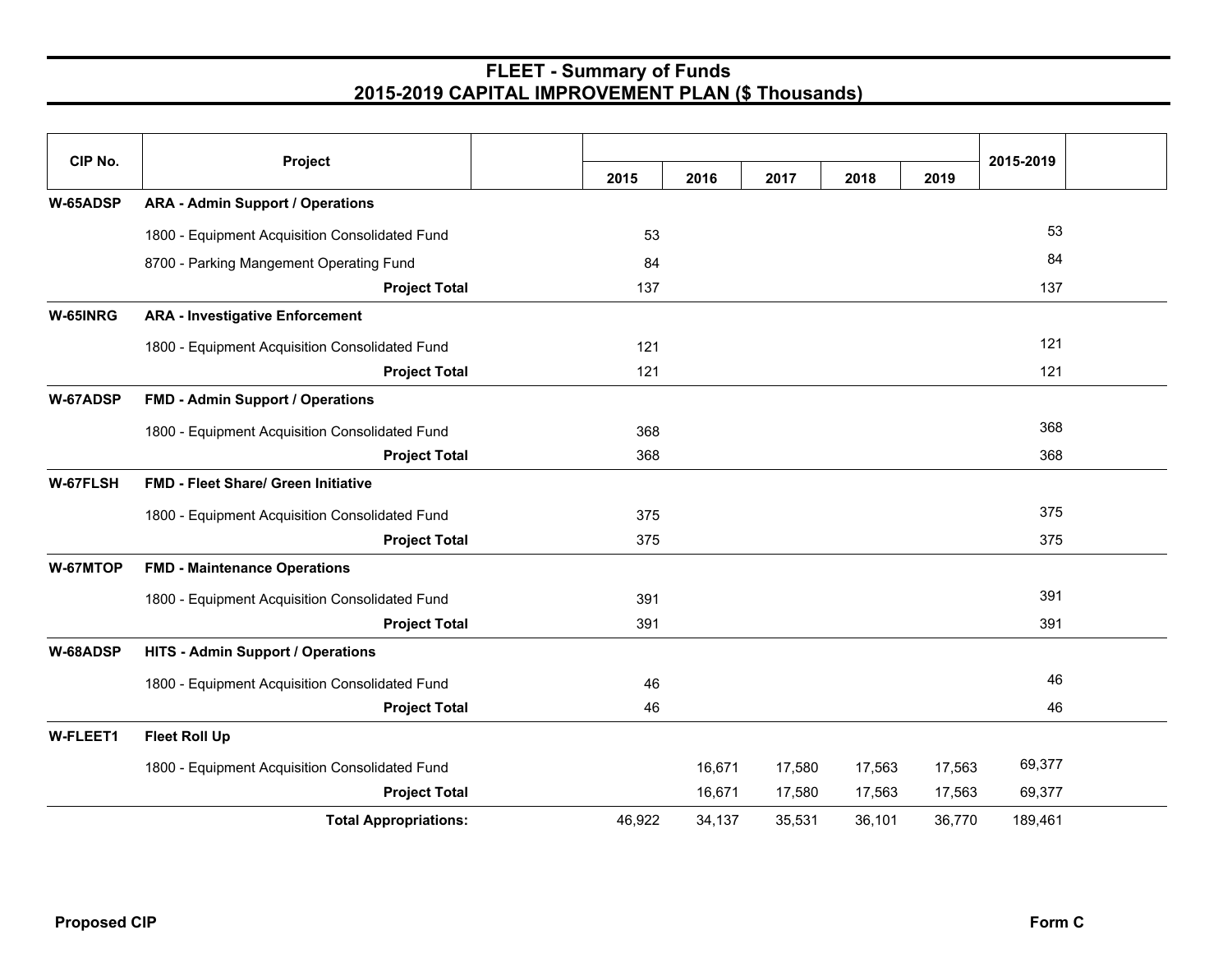# FLEET - Summary of Funds
## 2015-2019 CAPITAL IMPROVEMENT PLAN ($ Thousands)

| CIP No. | Project | 2015 | 2016 | 2017 | 2018 | 2019 | 2015-2019 |
|---|---|---|---|---|---|---|---|
| W-65ADSP | **ARA - Admin Support / Operations** | | | | | | |
| | 1800 - Equipment Acquisition Consolidated Fund | 53 | | | | | 53 |
| | 8700 - Parking Mangement Operating Fund | 84 | | | | | 84 |
| | **Project Total** | 137 | | | | | 137 |
| W-65INRG | **ARA - Investigative Enforcement** | | | | | | |
| | 1800 - Equipment Acquisition Consolidated Fund | 121 | | | | | 121 |
| | **Project Total** | 121 | | | | | 121 |
| W-67ADSP | **FMD - Admin Support / Operations** | | | | | | |
| | 1800 - Equipment Acquisition Consolidated Fund | 368 | | | | | 368 |
| | **Project Total** | 368 | | | | | 368 |
| W-67FLSH | **FMD - Fleet Share/ Green Initiative** | | | | | | |
| | 1800 - Equipment Acquisition Consolidated Fund | 375 | | | | | 375 |
| | **Project Total** | 375 | | | | | 375 |
| W-67MTOP | **FMD - Maintenance Operations** | | | | | | |
| | 1800 - Equipment Acquisition Consolidated Fund | 391 | | | | | 391 |
| | **Project Total** | 391 | | | | | 391 |
| W-68ADSP | **HITS - Admin Support / Operations** | | | | | | |
| | 1800 - Equipment Acquisition Consolidated Fund | 46 | | | | | 46 |
| | **Project Total** | 46 | | | | | 46 |
| W-FLEET1 | **Fleet Roll Up** | | | | | | |
| | 1800 - Equipment Acquisition Consolidated Fund | | 16,671 | 17,580 | 17,563 | 17,563 | 69,377 |
| | **Project Total** | | 16,671 | 17,580 | 17,563 | 17,563 | 69,377 |
| | **Total Appropriations:** | 46,922 | 34,137 | 35,531 | 36,101 | 36,770 | 189,461 |

**Proposed CIP** **Form C**